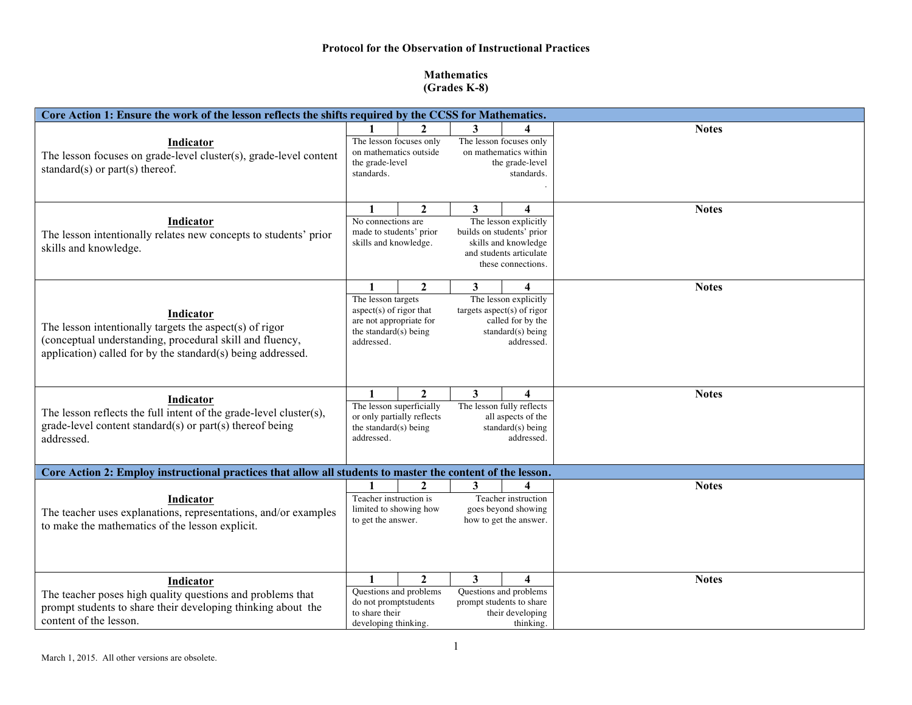**Protocol for the Observation of Instructional Practices**

**Mathematics**
**(Grades K-8)**

| Core Action 1: Ensure the work of the lesson reflects the shifts required by the CCSS for Mathematics. | | | | | |
|---|---|---|---|---|---|
| **Indicator**<br>The lesson focuses on grade-level cluster(s), grade-level content standard(s) or part(s) thereof. | **1** | **2** | **3** | **4** | **Notes** |
| | The lesson focuses only on mathematics outside the grade-level standards. | | | The lesson focuses only on mathematics within the grade-level standards. | |
| **Indicator**<br>The lesson intentionally relates new concepts to students' prior skills and knowledge. | **1** | **2** | **3** | **4** | **Notes** |
| | No connections are made to students' prior skills and knowledge. | | | The lesson explicitly builds on students' prior skills and knowledge and students articulate these connections. | |
| **Indicator**<br>The lesson intentionally targets the aspect(s) of rigor (conceptual understanding, procedural skill and fluency, application) called for by the standard(s) being addressed. | **1** | **2** | **3** | **4** | **Notes** |
| | The lesson targets aspect(s) of rigor that are not appropriate for the standard(s) being addressed. | | | The lesson explicitly targets aspect(s) of rigor called for by the standard(s) being addressed. | |
| **Indicator**<br>The lesson reflects the full intent of the grade-level cluster(s), grade-level content standard(s) or part(s) thereof being addressed. | **1** | **2** | **3** | **4** | **Notes** |
| | The lesson superficially or only partially reflects the standard(s) being addressed. | | | The lesson fully reflects all aspects of the standard(s) being addressed. | |

| Core Action 2: Employ instructional practices that allow all students to master the content of the lesson. | | | | | |
|---|---|---|---|---|---|
| **Indicator**<br>The teacher uses explanations, representations, and/or examples to make the mathematics of the lesson explicit. | **1** | **2** | **3** | **4** | **Notes** |
| | Teacher instruction is limited to showing how to get the answer. | | | Teacher instruction goes beyond showing how to get the answer. | |
| **Indicator**<br>The teacher poses high quality questions and problems that prompt students to share their developing thinking about the content of the lesson. | **1** | **2** | **3** | **4** | **Notes** |
| | Questions and problems do not promptstudents to share their developing thinking. | | | Questions and problems prompt students to share their developing thinking. | |

March 1, 2015. All other versions are obsolete.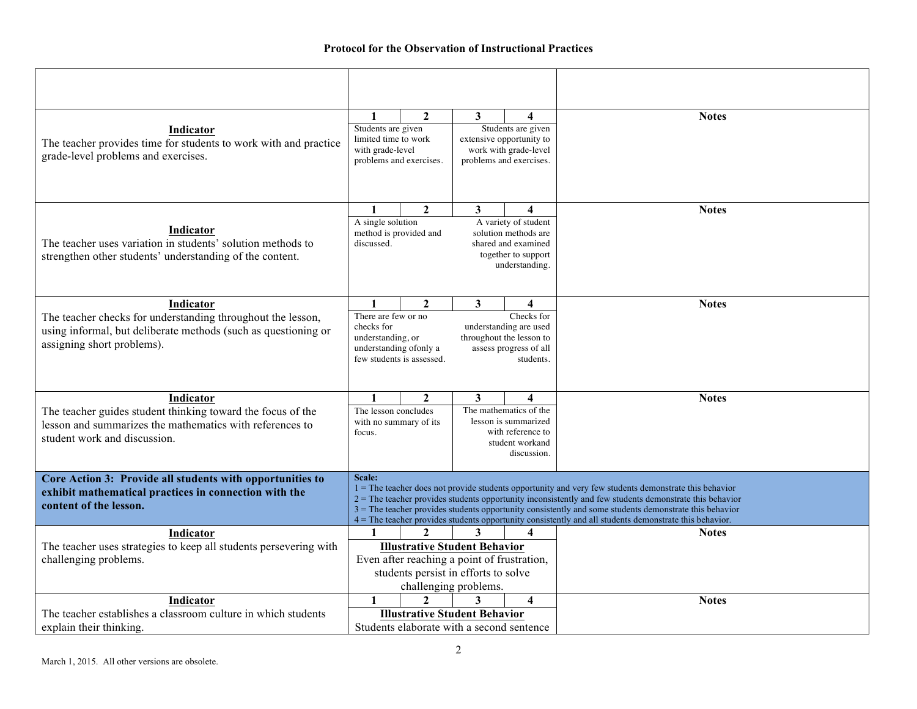## Protocol for the Observation of Instructional Practices

| | | | | | |
|---|---|---|---|---|---|
| | | | | | |
| **Indicator**<br>The teacher provides time for students to work with and practice grade-level problems and exercises. | **1** | **2** | **3** | **4** | **Notes** |
| | Students are given limited time to work with grade-level problems and exercises. | | Students are given extensive opportunity to work with grade-level problems and exercises. | | |
| **Indicator**<br>The teacher uses variation in students' solution methods to strengthen other students' understanding of the content. | **1** | **2** | **3** | **4** | **Notes** |
| | A single solution method is provided and discussed. | | A variety of student solution methods are shared and examined together to support understanding. | | |
| **Indicator**<br>The teacher checks for understanding throughout the lesson, using informal, but deliberate methods (such as questioning or assigning short problems). | **1** | **2** | **3** | **4** | **Notes** |
| | There are few or no checks for understanding, or understanding ofonly a few students is assessed. | | Checks for understanding are used throughout the lesson to assess progress of all students. | | |
| **Indicator**<br>The teacher guides student thinking toward the focus of the lesson and summarizes the mathematics with references to student work and discussion. | **1** | **2** | **3** | **4** | **Notes** |
| | The lesson concludes with no summary of its focus. | | The mathematics of the lesson is summarized with reference to student workand discussion. | | |
| **Core Action 3: Provide all students with opportunities to exhibit mathematical practices in connection with the content of the lesson.** | **Scale:**<br>1 = The teacher does not provide students opportunity and very few students demonstrate this behavior<br>2 = The teacher provides students opportunity inconsistently and few students demonstrate this behavior<br>3 = The teacher provides students opportunity consistently and some students demonstrate this behavior<br>4 = The teacher provides students opportunity consistently and all students demonstrate this behavior. | | | | |
| **Indicator**<br>The teacher uses strategies to keep all students persevering with challenging problems. | **1** | **2** | **3** | **4** | **Notes** |
| | **Illustrative Student Behavior**<br>Even after reaching a point of frustration, students persist in efforts to solve challenging problems. | | | | |
| **Indicator**<br>The teacher establishes a classroom culture in which students explain their thinking. | **1** | **2** | **3** | **4** | **Notes** |
| | **Illustrative Student Behavior**<br>Students elaborate with a second sentence | | | | |

March 1, 2015. All other versions are obsolete.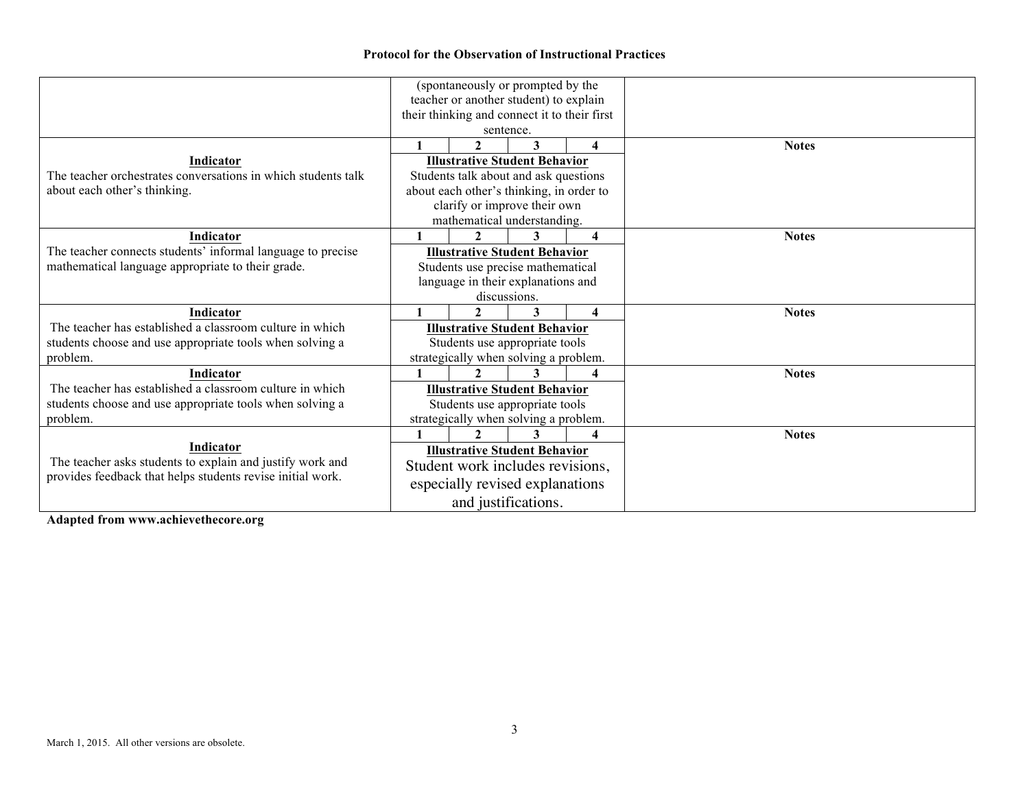**Protocol for the Observation of Instructional Practices**

| | | | | | |
|---|---|---|---|---|---|
| | (spontaneously or prompted by the teacher or another student) to explain their thinking and connect it to their first sentence. | | | | |
| **Indicator**<br>The teacher orchestrates conversations in which students talk about each other's thinking. | **1** | **2** | **3** | **4** | **Notes** |
| | **Illustrative Student Behavior**<br>Students talk about and ask questions about each other's thinking, in order to clarify or improve their own mathematical understanding. | | | | |
| **Indicator**<br>The teacher connects students' informal language to precise mathematical language appropriate to their grade. | **1** | **2** | **3** | **4** | **Notes** |
| | **Illustrative Student Behavior**<br>Students use precise mathematical language in their explanations and discussions. | | | | |
| **Indicator**<br>The teacher has established a classroom culture in which students choose and use appropriate tools when solving a problem. | **1** | **2** | **3** | **4** | **Notes** |
| | **Illustrative Student Behavior**<br>Students use appropriate tools strategically when solving a problem. | | | | |
| **Indicator**<br>The teacher has established a classroom culture in which students choose and use appropriate tools when solving a problem. | **1** | **2** | **3** | **4** | **Notes** |
| | **Illustrative Student Behavior**<br>Students use appropriate tools strategically when solving a problem. | | | | |
| **Indicator**<br>The teacher asks students to explain and justify work and provides feedback that helps students revise initial work. | **1** | **2** | **3** | **4** | **Notes** |
| | **Illustrative Student Behavior**<br>Student work includes revisions, especially revised explanations and justifications. | | | | |

**Adapted from www.achievethecore.org**

March 1, 2015. All other versions are obsolete.